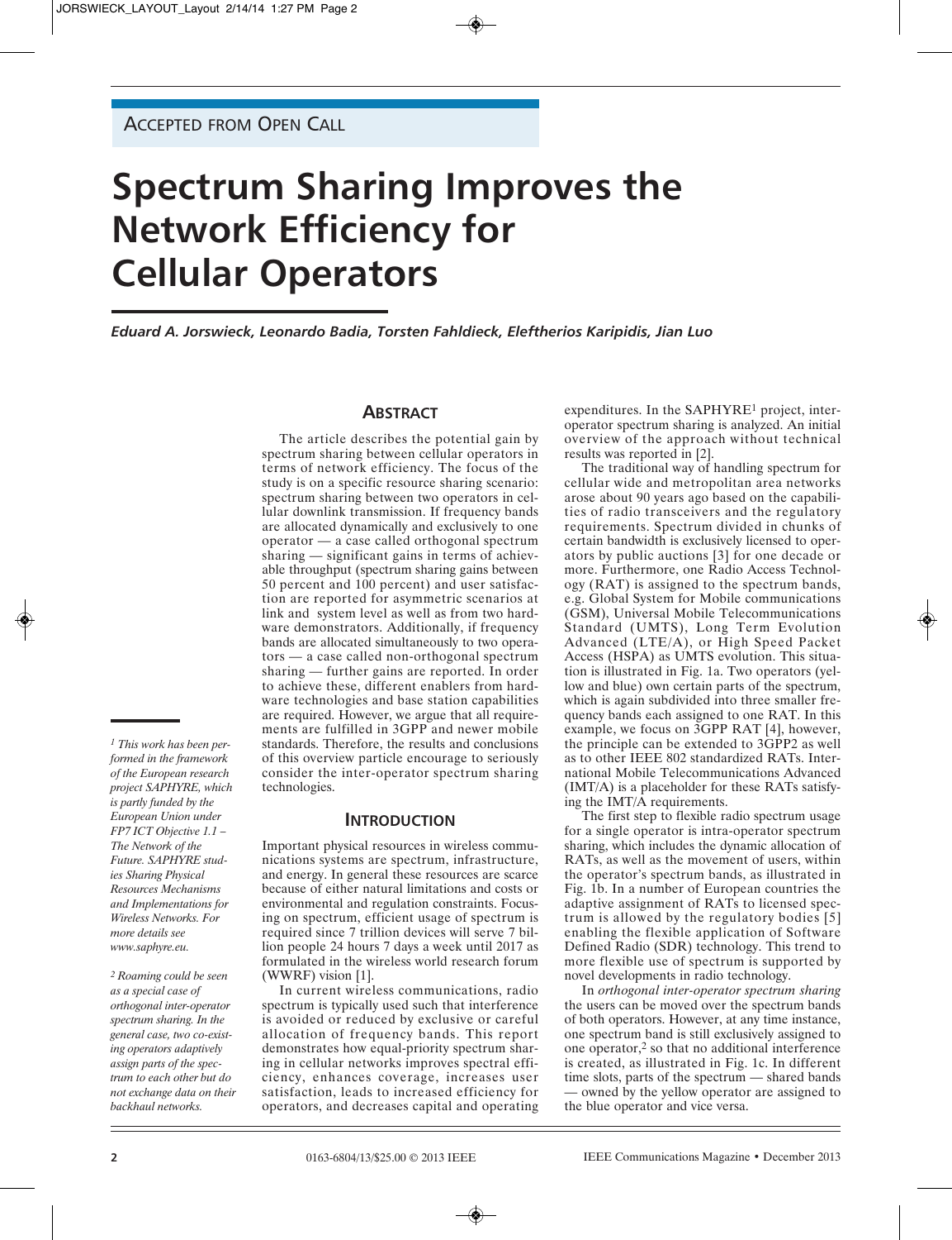Accepted from Open Call

# Spectrum Sharing Improves the Network Efficiency for Cellular Operators

*Eduard A. Jorswieck, Leonardo Badia, Torsten Fahldieck, Eleftherios Karipidis, Jian Luo*

## Abstract

The article describes the potential gain by spectrum sharing between cellular operators in terms of network efficiency. The focus of the study is on a specific resource sharing scenario: spectrum sharing between two operators in cellular downlink transmission. If frequency bands are allocated dynamically and exclusively to one operator — a case called orthogonal spectrum sharing — significant gains in terms of achievable throughput (spectrum sharing gains between 50 percent and 100 percent) and user satisfaction are reported for asymmetric scenarios at link and system level as well as from two hardware demonstrators. Additionally, if frequency bands are allocated simultaneously to two operators — a case called non-orthogonal spectrum sharing — further gains are reported. In order to achieve these, different enablers from hardware technologies and base station capabilities are required. However, we argue that all requirements are fulfilled in 3GPP and newer mobile standards. Therefore, the results and conclusions of this overview particle encourage to seriously consider the inter-operator spectrum sharing technologies.

## Introduction

Important physical resources in wireless communications systems are spectrum, infrastructure, and energy. In general these resources are scarce because of either natural limitations and costs or environmental and regulation constraints. Focusing on spectrum, efficient usage of spectrum is required since 7 trillion devices will serve 7 billion people 24 hours 7 days a week until 2017 as formulated in the wireless world research forum (WWRF) vision [1].

In current wireless communications, radio spectrum is typically used such that interference is avoided or reduced by exclusive or careful allocation of frequency bands. This report demonstrates how equal-priority spectrum sharing in cellular networks improves spectral efficiency, enhances coverage, increases user satisfaction, leads to increased efficiency for operators, and decreases capital and operating expenditures. In the SAPHYRE[1] project, inter-operator spectrum sharing is analyzed. An initial overview of the approach without technical results was reported in [2].

The traditional way of handling spectrum for cellular wide and metropolitan area networks arose about 90 years ago based on the capabilities of radio transceivers and the regulatory requirements. Spectrum divided in chunks of certain bandwidth is exclusively licensed to operators by public auctions [3] for one decade or more. Furthermore, one Radio Access Technology (RAT) is assigned to the spectrum bands, e.g. Global System for Mobile communications (GSM), Universal Mobile Telecommunications Standard (UMTS), Long Term Evolution Advanced (LTE/A), or High Speed Packet Access (HSPA) as UMTS evolution. This situation is illustrated in Fig. 1a. Two operators (yellow and blue) own certain parts of the spectrum, which is again subdivided into three smaller frequency bands each assigned to one RAT. In this example, we focus on 3GPP RAT [4], however, the principle can be extended to 3GPP2 as well as to other IEEE 802 standardized RATs. International Mobile Telecommunications Advanced (IMT/A) is a placeholder for these RATs satisfying the IMT/A requirements.

The first step to flexible radio spectrum usage for a single operator is intra-operator spectrum sharing, which includes the dynamic allocation of RATs, as well as the movement of users, within the operator's spectrum bands, as illustrated in Fig. 1b. In a number of European countries the adaptive assignment of RATs to licensed spectrum is allowed by the regulatory bodies [5] enabling the flexible application of Software Defined Radio (SDR) technology. This trend to more flexible use of spectrum is supported by novel developments in radio technology.

In *orthogonal inter-operator spectrum sharing* the users can be moved over the spectrum bands of both operators. However, at any time instance, one spectrum band is still exclusively assigned to one operator,[2] so that no additional interference is created, as illustrated in Fig. 1c. In different time slots, parts of the spectrum — shared bands — owned by the yellow operator are assigned to the blue operator and vice versa.

*[1] This work has been performed in the framework of the European research project SAPHYRE, which is partly funded by the European Union under FP7 ICT Objective 1.1 – The Network of the Future. SAPHYRE studies Sharing Physical Resources Mechanisms and Implementations for Wireless Networks. For more details see www.saphyre.eu.*

*[2] Roaming could be seen as a special case of orthogonal inter-operator spectrum sharing. In the general case, two co-existing operators adaptively assign parts of the spectrum to each other but do not exchange data on their backhaul networks.*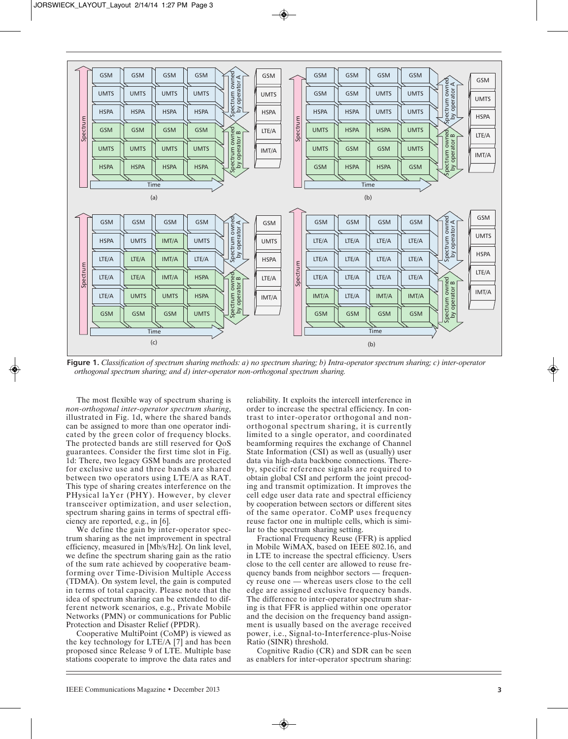Figure 1. *Classification of spectrum sharing methods: a) no spectrum sharing; b) Intra-operator spectrum sharing; c) inter-operator orthogonal spectrum sharing; and d) inter-operator non-orthogonal spectrum sharing.*

The most flexible way of spectrum sharing is *non-orthogonal inter-operator spectrum sharing*, illustrated in Fig. 1d, where the shared bands can be assigned to more than one operator indicated by the green color of frequency blocks. The protected bands are still reserved for QoS guarantees. Consider the first time slot in Fig. 1d: There, two legacy GSM bands are protected for exclusive use and three bands are shared between two operators using LTE/A as RAT. This type of sharing creates interference on the PHysical laYer (PHY). However, by clever transceiver optimization, and user selection, spectrum sharing gains in terms of spectral efficiency are reported, e.g., in [6].

We define the gain by inter-operator spectrum sharing as the net improvement in spectral efficiency, measured in [Mb/s/Hz]. On link level, we define the spectrum sharing gain as the ratio of the sum rate achieved by cooperative beamforming over Time-Division Multiple Access (TDMA). On system level, the gain is computed in terms of total capacity. Please note that the idea of spectrum sharing can be extended to different network scenarios, e.g., Private Mobile Networks (PMN) or communications for Public Protection and Disaster Relief (PPDR).

Cooperative MultiPoint (CoMP) is viewed as the key technology for LTE/A [7] and has been proposed since Release 9 of LTE. Multiple base stations cooperate to improve the data rates and reliability. It exploits the intercell interference in order to increase the spectral efficiency. In contrast to inter-operator orthogonal and non-orthogonal spectrum sharing, it is currently limited to a single operator, and coordinated beamforming requires the exchange of Channel State Information (CSI) as well as (usually) user data via high-data backbone connections. Thereby, specific reference signals are required to obtain global CSI and perform the joint precoding and transmit optimization. It improves the cell edge user data rate and spectral efficiency by cooperation between sectors or different sites of the same operator. CoMP uses frequency reuse factor one in multiple cells, which is similar to the spectrum sharing setting.

Fractional Frequency Reuse (FFR) is applied in Mobile WiMAX, based on IEEE 802.16, and in LTE to increase the spectral efficiency. Users close to the cell center are allowed to reuse frequency bands from neighbor sectors — frequency reuse one — whereas users close to the cell edge are assigned exclusive frequency bands. The difference to inter-operator spectrum sharing is that FFR is applied within one operator and the decision on the frequency band assignment is usually based on the average received power, i.e., Signal-to-Interference-plus-Noise Ratio (SINR) threshold.

Cognitive Radio (CR) and SDR can be seen as enablers for inter-operator spectrum sharing: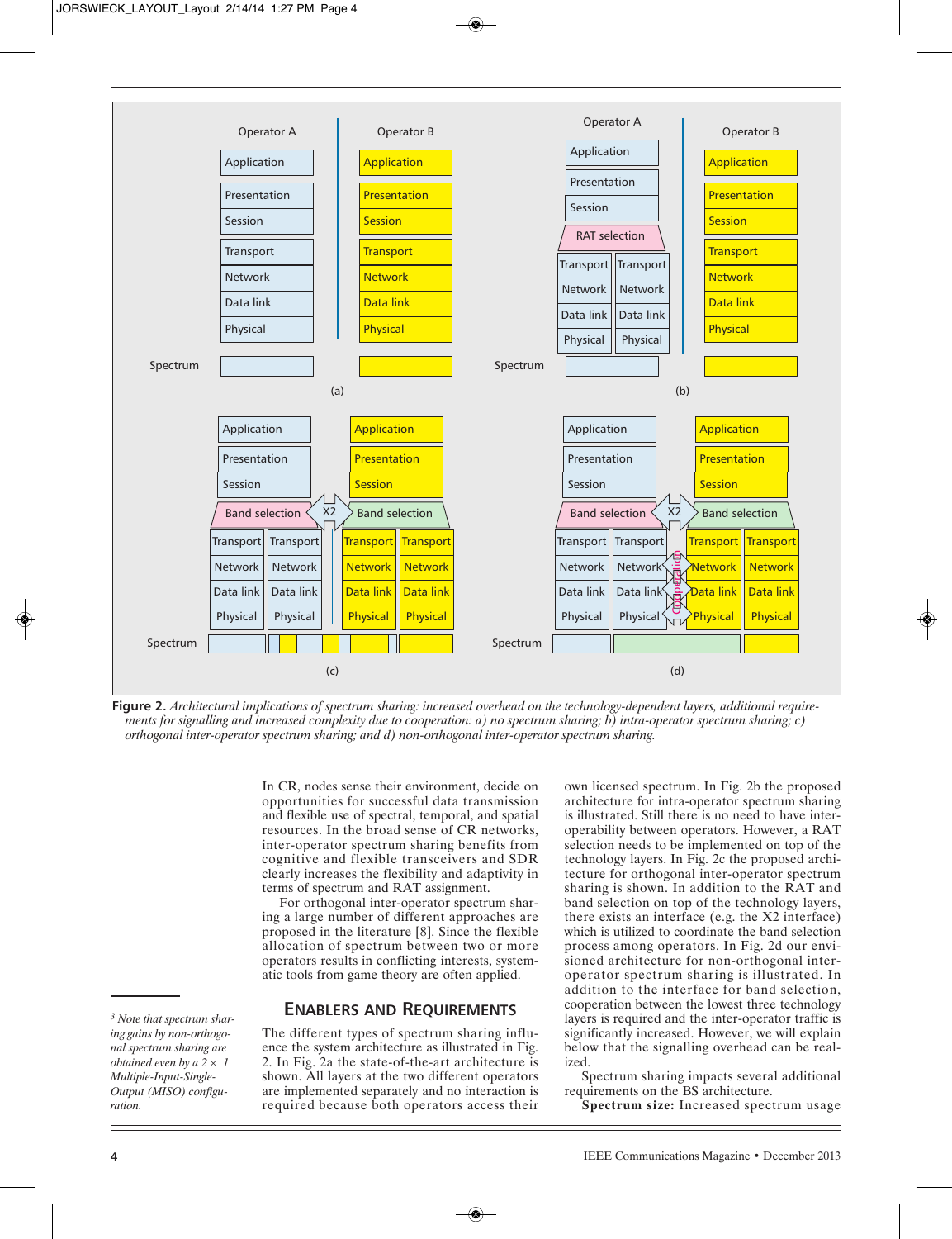**Figure 2.** *Architectural implications of spectrum sharing: increased overhead on the technology-dependent layers, additional requirements for signalling and increased complexity due to cooperation: a) no spectrum sharing; b) intra-operator spectrum sharing; c) orthogonal inter-operator spectrum sharing; and d) non-orthogonal inter-operator spectrum sharing.*

In CR, nodes sense their environment, decide on opportunities for successful data transmission and flexible use of spectral, temporal, and spatial resources. In the broad sense of CR networks, inter-operator spectrum sharing benefits from cognitive and flexible transceivers and SDR clearly increases the flexibility and adaptivity in terms of spectrum and RAT assignment.

For orthogonal inter-operator spectrum sharing a large number of different approaches are proposed in the literature [8]. Since the flexible allocation of spectrum between two or more operators results in conflicting interests, systematic tools from game theory are often applied.

## Enablers and Requirements

The different types of spectrum sharing influence the system architecture as illustrated in Fig. 2. In Fig. 2a the state-of-the-art architecture is shown. All layers at the two different operators are implemented separately and no interaction is required because both operators access their own licensed spectrum. In Fig. 2b the proposed architecture for intra-operator spectrum sharing is illustrated. Still there is no need to have interoperability between operators. However, a RAT selection needs to be implemented on top of the technology layers. In Fig. 2c the proposed architecture for orthogonal inter-operator spectrum sharing is shown. In addition to the RAT and band selection on top of the technology layers, there exists an interface (e.g. the X2 interface) which is utilized to coordinate the band selection process among operators. In Fig. 2d our envisioned architecture for non-orthogonal inter-operator spectrum sharing is illustrated. In addition to the interface for band selection, cooperation between the lowest three technology layers is required and the inter-operator traffic is significantly increased. However, we will explain below that the signalling overhead can be realized.

Spectrum sharing impacts several additional requirements on the BS architecture.

**Spectrum size:** Increased spectrum usage

[3] *Note that spectrum sharing gains by non-orthogonal spectrum sharing are obtained even by a 2 × 1 Multiple-Input-Single-Output (MISO) configuration.*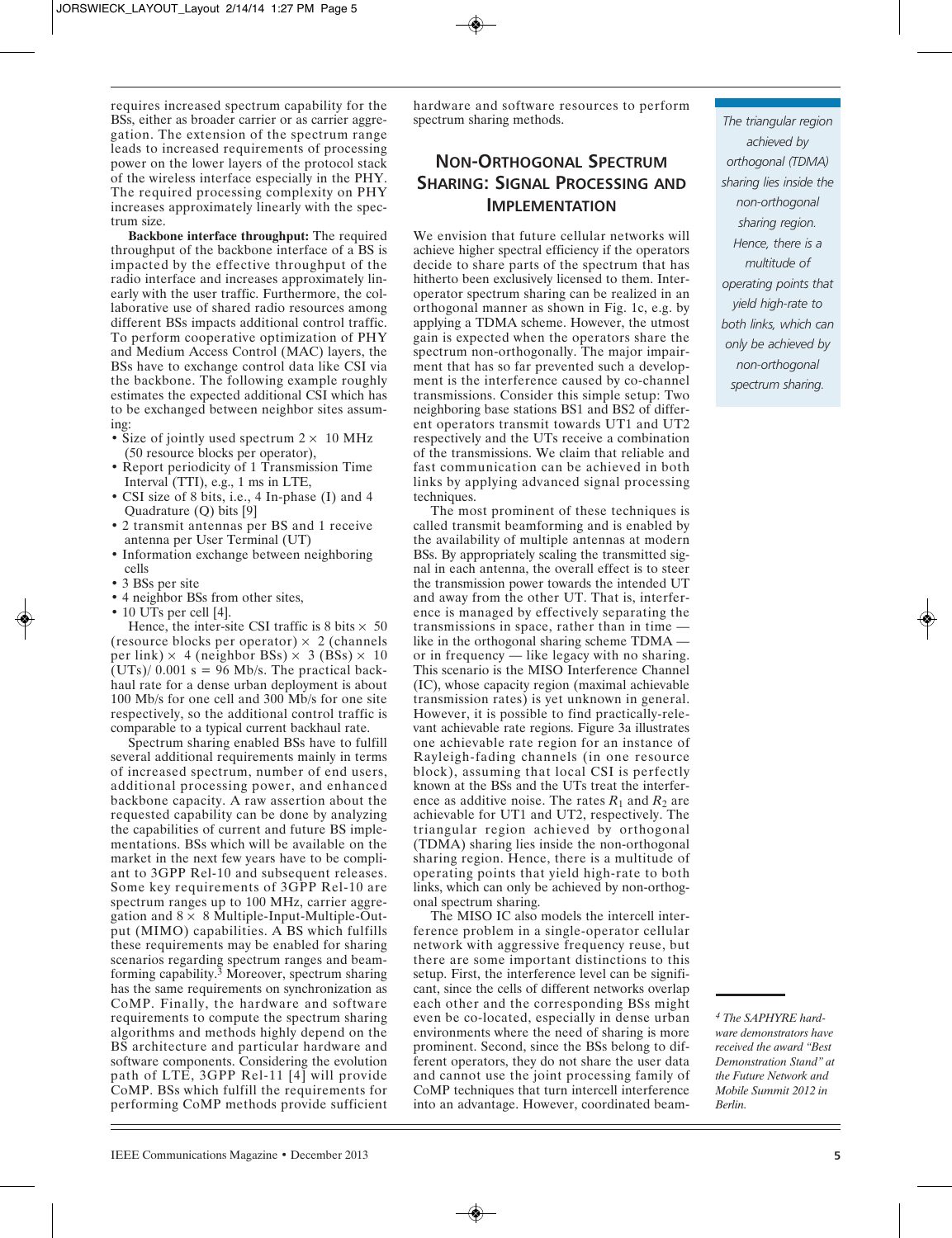requires increased spectrum capability for the BSs, either as broader carrier or as carrier aggregation. The extension of the spectrum range leads to increased requirements of processing power on the lower layers of the protocol stack of the wireless interface especially in the PHY. The required processing complexity on PHY increases approximately linearly with the spectrum size.

**Backbone interface throughput:** The required throughput of the backbone interface of a BS is impacted by the effective throughput of the radio interface and increases approximately linearly with the user traffic. Furthermore, the collaborative use of shared radio resources among different BSs impacts additional control traffic. To perform cooperative optimization of PHY and Medium Access Control (MAC) layers, the BSs have to exchange control data like CSI via the backbone. The following example roughly estimates the expected additional CSI which has to be exchanged between neighbor sites assuming:

- Size of jointly used spectrum $2 \times$ 10 MHz (50 resource blocks per operator),
- Report periodicity of 1 Transmission Time Interval (TTI), e.g., 1 ms in LTE,
- CSI size of 8 bits, i.e., 4 In-phase (I) and 4 Quadrature (Q) bits [9]
- 2 transmit antennas per BS and 1 receive antenna per User Terminal (UT)
- Information exchange between neighboring cells
- 3 BSs per site
- 4 neighbor BSs from other sites,
- 10 UTs per cell [4].

Hence, the inter-site CSI traffic is 8 bits $\times$ 50 (resource blocks per operator) $\times$ 2 (channels per link) $\times$ 4 (neighbor BSs) $\times$ 3 (BSs) $\times$ 10 (UTs)/ 0.001 s = 96 Mb/s. The practical backhaul rate for a dense urban deployment is about 100 Mb/s for one cell and 300 Mb/s for one site respectively, so the additional control traffic is comparable to a typical current backhaul rate.

Spectrum sharing enabled BSs have to fulfill several additional requirements mainly in terms of increased spectrum, number of end users, additional processing power, and enhanced backbone capacity. A raw assertion about the requested capability can be done by analyzing the capabilities of current and future BS implementations. BSs which will be available on the market in the next few years have to be compliant to 3GPP Rel-10 and subsequent releases. Some key requirements of 3GPP Rel-10 are spectrum ranges up to 100 MHz, carrier aggregation and $8 \times 8$ Multiple-Input-Multiple-Output (MIMO) capabilities. A BS which fulfills these requirements may be enabled for sharing scenarios regarding spectrum ranges and beamforming capability.[3] Moreover, spectrum sharing has the same requirements on synchronization as CoMP. Finally, the hardware and software requirements to compute the spectrum sharing algorithms and methods highly depend on the BS architecture and particular hardware and software components. Considering the evolution path of LTE, 3GPP Rel-11 [4] will provide CoMP. BSs which fulfill the requirements for performing CoMP methods provide sufficient hardware and software resources to perform spectrum sharing methods.

## Non-Orthogonal Spectrum Sharing: Signal Processing and Implementation

We envision that future cellular networks will achieve higher spectral efficiency if the operators decide to share parts of the spectrum that has hitherto been exclusively licensed to them. Interoperator spectrum sharing can be realized in an orthogonal manner as shown in Fig. 1c, e.g. by applying a TDMA scheme. However, the utmost gain is expected when the operators share the spectrum non-orthogonally. The major impairment that has so far prevented such a development is the interference caused by co-channel transmissions. Consider this simple setup: Two neighboring base stations BS1 and BS2 of different operators transmit towards UT1 and UT2 respectively and the UTs receive a combination of the transmissions. We claim that reliable and fast communication can be achieved in both links by applying advanced signal processing techniques.

The most prominent of these techniques is called transmit beamforming and is enabled by the availability of multiple antennas at modern BSs. By appropriately scaling the transmitted signal in each antenna, the overall effect is to steer the transmission power towards the intended UT and away from the other UT. That is, interference is managed by effectively separating the transmissions in space, rather than in time — like in the orthogonal sharing scheme TDMA — or in frequency — like legacy with no sharing. This scenario is the MISO Interference Channel (IC), whose capacity region (maximal achievable transmission rates) is yet unknown in general. However, it is possible to find practically-relevant achievable rate regions. Figure 3a illustrates one achievable rate region for an instance of Rayleigh-fading channels (in one resource block), assuming that local CSI is perfectly known at the BSs and the UTs treat the interference as additive noise. The rates $R_1$ and $R_2$ are achievable for UT1 and UT2, respectively. The triangular region achieved by orthogonal (TDMA) sharing lies inside the non-orthogonal sharing region. Hence, there is a multitude of operating points that yield high-rate to both links, which can only be achieved by non-orthogonal spectrum sharing.

*The triangular region achieved by orthogonal (TDMA) sharing lies inside the non-orthogonal sharing region. Hence, there is a multitude of operating points that yield high-rate to both links, which can only be achieved by non-orthogonal spectrum sharing.*

The MISO IC also models the intercell interference problem in a single-operator cellular network with aggressive frequency reuse, but there are some important distinctions to this setup. First, the interference level can be significant, since the cells of different networks overlap each other and the corresponding BSs might even be co-located, especially in dense urban environments where the need of sharing is more prominent. Second, since the BSs belong to different operators, they do not share the user data and cannot use the joint processing family of CoMP techniques that turn intercell interference into an advantage. However, coordinated beam-

[4] *The SAPHYRE hardware demonstrators have received the award "Best Demonstration Stand" at the Future Network and Mobile Summit 2012 in Berlin.*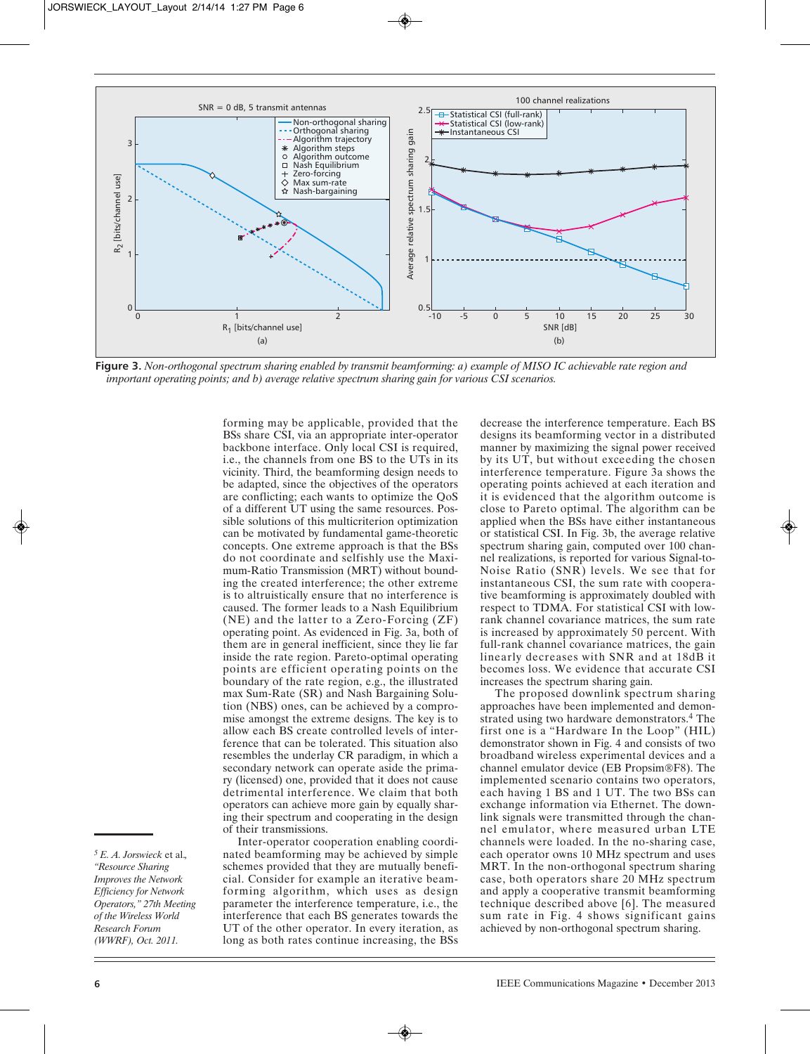**Figure 3.** *Non-orthogonal spectrum sharing enabled by transmit beamforming: a) example of MISO IC achievable rate region and important operating points; and b) average relative spectrum sharing gain for various CSI scenarios.*

forming may be applicable, provided that the BSs share CSI, via an appropriate inter-operator backbone interface. Only local CSI is required, i.e., the channels from one BS to the UTs in its vicinity. Third, the beamforming design needs to be adapted, since the objectives of the operators are conflicting; each wants to optimize the QoS of a different UT using the same resources. Possible solutions of this multicriterion optimization can be motivated by fundamental game-theoretic concepts. One extreme approach is that the BSs do not coordinate and selfishly use the Maximum-Ratio Transmission (MRT) without bounding the created interference; the other extreme is to altruistically ensure that no interference is caused. The former leads to a Nash Equilibrium (NE) and the latter to a Zero-Forcing (ZF) operating point. As evidenced in Fig. 3a, both of them are in general inefficient, since they lie far inside the rate region. Pareto-optimal operating points are efficient operating points on the boundary of the rate region, e.g., the illustrated max Sum-Rate (SR) and Nash Bargaining Solution (NBS) ones, can be achieved by a compromise amongst the extreme designs. The key is to allow each BS create controlled levels of interference that can be tolerated. This situation also resembles the underlay CR paradigm, in which a secondary network can operate aside the primary (licensed) one, provided that it does not cause detrimental interference. We claim that both operators can achieve more gain by equally sharing their spectrum and cooperating in the design of their transmissions.

Inter-operator cooperation enabling coordinated beamforming may be achieved by simple schemes provided that they are mutually beneficial. Consider for example an iterative beamforming algorithm, which uses as design parameter the interference temperature, i.e., the interference that each BS generates towards the UT of the other operator. In every iteration, as long as both rates continue increasing, the BSs decrease the interference temperature. Each BS designs its beamforming vector in a distributed manner by maximizing the signal power received by its UT, but without exceeding the chosen interference temperature. Figure 3a shows the operating points achieved at each iteration and it is evidenced that the algorithm outcome is close to Pareto optimal. The algorithm can be applied when the BSs have either instantaneous or statistical CSI. In Fig. 3b, the average relative spectrum sharing gain, computed over 100 channel realizations, is reported for various Signal-to-Noise Ratio (SNR) levels. We see that for instantaneous CSI, the sum rate with cooperative beamforming is approximately doubled with respect to TDMA. For statistical CSI with low-rank channel covariance matrices, the sum rate is increased by approximately 50 percent. With full-rank channel covariance matrices, the gain linearly decreases with SNR and at 18dB it becomes loss. We evidence that accurate CSI increases the spectrum sharing gain.

The proposed downlink spectrum sharing approaches have been implemented and demonstrated using two hardware demonstrators.[5] The first one is a "Hardware In the Loop" (HIL) demonstrator shown in Fig. 4 and consists of two broadband wireless experimental devices and a channel emulator device (EB Propsim®F8). The implemented scenario contains two operators, each having 1 BS and 1 UT. The two BSs can exchange information via Ethernet. The downlink signals were transmitted through the channel emulator, where measured urban LTE channels were loaded. In the no-sharing case, each operator owns 10 MHz spectrum and uses MRT. In the non-orthogonal spectrum sharing case, both operators share 20 MHz spectrum and apply a cooperative transmit beamforming technique described above [6]. The measured sum rate in Fig. 4 shows significant gains achieved by non-orthogonal spectrum sharing.

---

[5] *E. A. Jorswieck* et al., *"Resource Sharing Improves the Network Efficiency for Network Operators," 27th Meeting of the Wireless World Research Forum (WWRF), Oct. 2011.*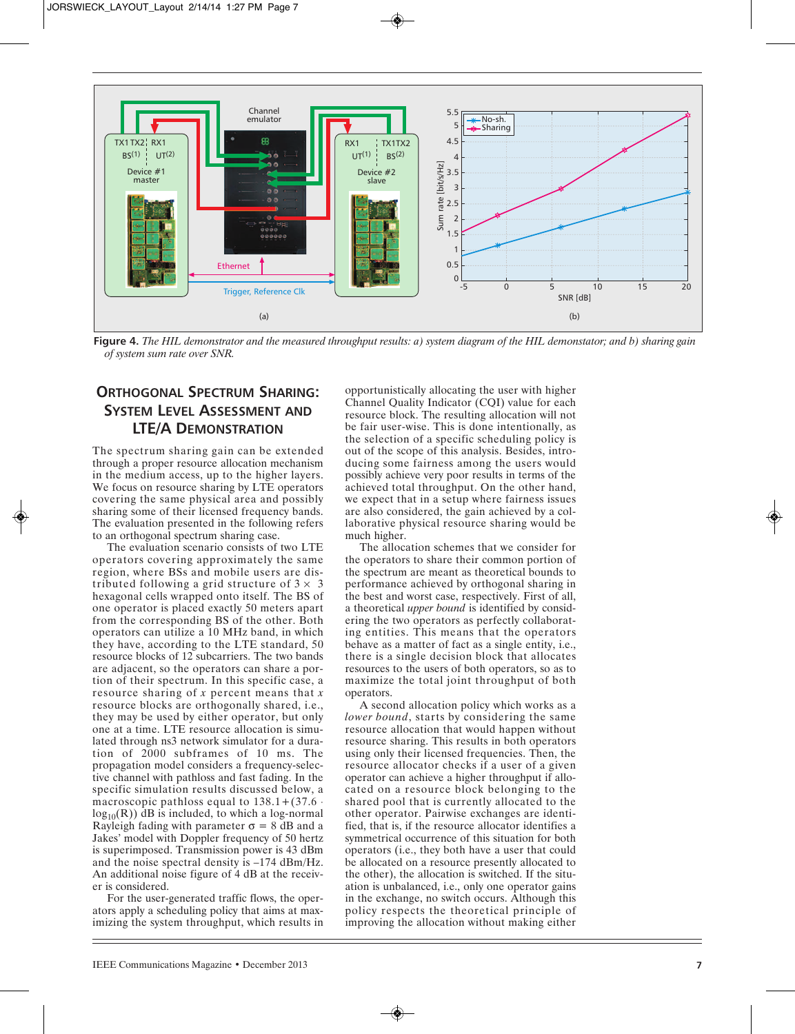Channel emulator

TX1 TX2 RX1
BS(1) UT(2)
Device #1
master

RX1 TX1TX2
UT(1) BS(2)
Device #2
slave

Ethernet

Trigger, Reference Clk

(a)

5.5
5
4.5
4
3.5
3
2.5
2
1.5
1
0.5
0

Sum rate [bit/s/Hz]

-5 0 5 10 15 20

SNR [dB]

No-sh.
Sharing

(b)

**Figure 4.** *The HIL demonstrator and the measured throughput results: a) system diagram of the HIL demonstator; and b) sharing gain of system sum rate over SNR.*

## Orthogonal Spectrum Sharing: System Level Assessment and LTE/A Demonstration

The spectrum sharing gain can be extended through a proper resource allocation mechanism in the medium access, up to the higher layers. We focus on resource sharing by LTE operators covering the same physical area and possibly sharing some of their licensed frequency bands. The evaluation presented in the following refers to an orthogonal spectrum sharing case.

The evaluation scenario consists of two LTE operators covering approximately the same region, where BSs and mobile users are distributed following a grid structure of $3 \times 3$ hexagonal cells wrapped onto itself. The BS of one operator is placed exactly 50 meters apart from the corresponding BS of the other. Both operators can utilize a 10 MHz band, in which they have, according to the LTE standard, 50 resource blocks of 12 subcarriers. The two bands are adjacent, so the operators can share a portion of their spectrum. In this specific case, a resource sharing of *x* percent means that *x* resource blocks are orthogonally shared, i.e., they may be used by either operator, but only one at a time. LTE resource allocation is simulated through ns3 network simulator for a duration of 2000 subframes of 10 ms. The propagation model considers a frequency-selective channel with pathloss and fast fading. In the specific simulation results discussed below, a macroscopic pathloss equal to $138.1 + (37.6 \cdot \log_{10}(R))$ dB is included, to which a log-normal Rayleigh fading with parameter $\sigma = 8$ dB and a Jakes' model with Doppler frequency of 50 hertz is superimposed. Transmission power is 43 dBm and the noise spectral density is –174 dBm/Hz. An additional noise figure of 4 dB at the receiver is considered.

For the user-generated traffic flows, the operators apply a scheduling policy that aims at maximizing the system throughput, which results in opportunistically allocating the user with higher Channel Quality Indicator (CQI) value for each resource block. The resulting allocation will not be fair user-wise. This is done intentionally, as the selection of a specific scheduling policy is out of the scope of this analysis. Besides, introducing some fairness among the users would possibly achieve very poor results in terms of the achieved total throughput. On the other hand, we expect that in a setup where fairness issues are also considered, the gain achieved by a collaborative physical resource sharing would be much higher.

The allocation schemes that we consider for the operators to share their common portion of the spectrum are meant as theoretical bounds to performance achieved by orthogonal sharing in the best and worst case, respectively. First of all, a theoretical *upper bound* is identified by considering the two operators as perfectly collaborating entities. This means that the operators behave as a matter of fact as a single entity, i.e., there is a single decision block that allocates resources to the users of both operators, so as to maximize the total joint throughput of both operators.

A second allocation policy which works as a *lower bound*, starts by considering the same resource allocation that would happen without resource sharing. This results in both operators using only their licensed frequencies. Then, the resource allocator checks if a user of a given operator can achieve a higher throughput if allocated on a resource block belonging to the shared pool that is currently allocated to the other operator. Pairwise exchanges are identified, that is, if the resource allocator identifies a symmetrical occurrence of this situation for both operators (i.e., they both have a user that could be allocated on a resource presently allocated to the other), the allocation is switched. If the situation is unbalanced, i.e., only one operator gains in the exchange, no switch occurs. Although this policy respects the theoretical principle of improving the allocation without making either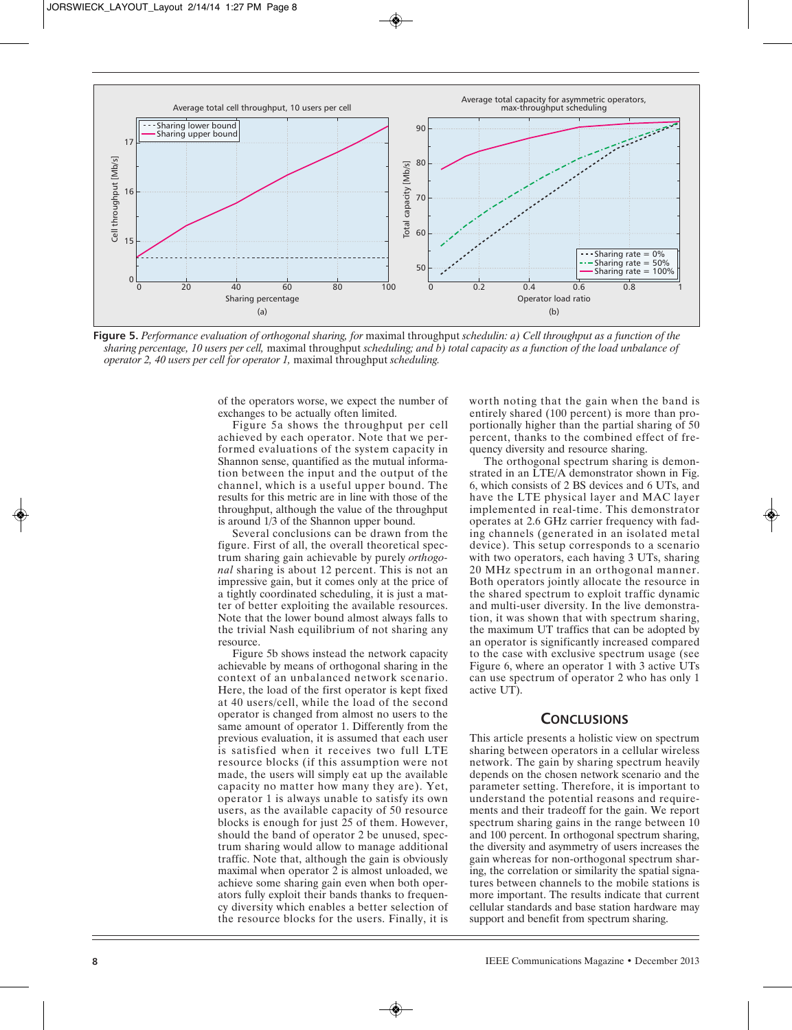**Figure 5.** *Performance evaluation of orthogonal sharing, for* maximal throughput *schedulin: a) Cell throughput as a function of the sharing percentage, 10 users per cell,* maximal throughput *scheduling; and b) total capacity as a function of the load unbalance of operator 2, 40 users per cell for operator 1,* maximal throughput *scheduling.*

of the operators worse, we expect the number of exchanges to be actually often limited.

Figure 5a shows the throughput per cell achieved by each operator. Note that we performed evaluations of the system capacity in Shannon sense, quantified as the mutual information between the input and the output of the channel, which is a useful upper bound. The results for this metric are in line with those of the throughput, although the value of the throughput is around 1/3 of the Shannon upper bound.

Several conclusions can be drawn from the figure. First of all, the overall theoretical spectrum sharing gain achievable by purely *orthogonal* sharing is about 12 percent. This is not an impressive gain, but it comes only at the price of a tightly coordinated scheduling, it is just a matter of better exploiting the available resources. Note that the lower bound almost always falls to the trivial Nash equilibrium of not sharing any resource.

Figure 5b shows instead the network capacity achievable by means of orthogonal sharing in the context of an unbalanced network scenario. Here, the load of the first operator is kept fixed at 40 users/cell, while the load of the second operator is changed from almost no users to the same amount of operator 1. Differently from the previous evaluation, it is assumed that each user is satisfied when it receives two full LTE resource blocks (if this assumption were not made, the users will simply eat up the available capacity no matter how many they are). Yet, operator 1 is always unable to satisfy its own users, as the available capacity of 50 resource blocks is enough for just 25 of them. However, should the band of operator 2 be unused, spectrum sharing would allow to manage additional traffic. Note that, although the gain is obviously maximal when operator 2 is almost unloaded, we achieve some sharing gain even when both operators fully exploit their bands thanks to frequency diversity which enables a better selection of the resource blocks for the users. Finally, it is worth noting that the gain when the band is entirely shared (100 percent) is more than proportionally higher than the partial sharing of 50 percent, thanks to the combined effect of frequency diversity and resource sharing.

The orthogonal spectrum sharing is demonstrated in an LTE/A demonstrator shown in Fig. 6, which consists of 2 BS devices and 6 UTs, and have the LTE physical layer and MAC layer implemented in real-time. This demonstrator operates at 2.6 GHz carrier frequency with fading channels (generated in an isolated metal device). This setup corresponds to a scenario with two operators, each having 3 UTs, sharing 20 MHz spectrum in an orthogonal manner. Both operators jointly allocate the resource in the shared spectrum to exploit traffic dynamic and multi-user diversity. In the live demonstration, it was shown that with spectrum sharing, the maximum UT traffics that can be adopted by an operator is significantly increased compared to the case with exclusive spectrum usage (see Figure 6, where an operator 1 with 3 active UTs can use spectrum of operator 2 who has only 1 active UT).

## Conclusions

This article presents a holistic view on spectrum sharing between operators in a cellular wireless network. The gain by sharing spectrum heavily depends on the chosen network scenario and the parameter setting. Therefore, it is important to understand the potential reasons and requirements and their tradeoff for the gain. We report spectrum sharing gains in the range between 10 and 100 percent. In orthogonal spectrum sharing, the diversity and asymmetry of users increases the gain whereas for non-orthogonal spectrum sharing, the correlation or similarity the spatial signatures between channels to the mobile stations is more important. The results indicate that current cellular standards and base station hardware may support and benefit from spectrum sharing.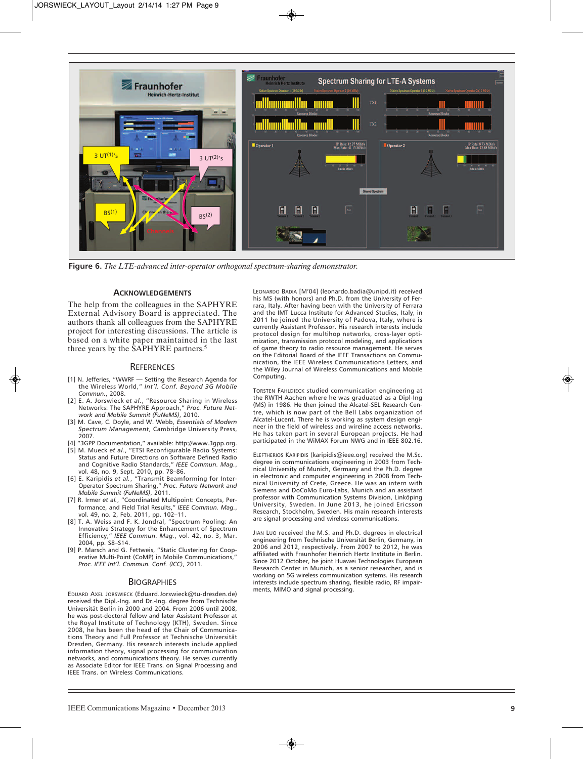Figure 6. *The LTE-advanced inter-operator orthogonal spectrum-sharing demonstrator.*

## Acknowledgements

The help from the colleagues in the SAPHYRE External Advisory Board is appreciated. The authors thank all colleagues from the SAPHYRE project for interesting discussions. The article is based on a white paper maintained in the last three years by the SAPHYRE partners.[5]

## References

[1] N. Jefferies, "WWRF — Setting the Research Agenda for the Wireless World," *Int'l. Conf. Beyond 3G Mobile Commun.*, 2008.

[2] E. A. Jorswieck *et al.*, "Resource Sharing in Wireless Networks: The SAPHYRE Approach," *Proc. Future Network and Mobile Summit (FuNeMS)*, 2010.

[3] M. Cave, C. Doyle, and W. Webb, *Essentials of Modern Spectrum Management*, Cambridge University Press, 2007.

[4] "3GPP Documentation," available: http://www.3gpp.org.

[5] M. Mueck *et al.*, "ETSI Reconfigurable Radio Systems: Status and Future Directions on Software Defined Radio and Cognitive Radio Standards," *IEEE Commun. Mag.*, vol. 48, no. 9, Sept. 2010, pp. 78–86.

[6] E. Karipidis *et al.*, "Transmit Beamforming for Inter-Operator Spectrum Sharing," *Proc. Future Network and Mobile Summit (FuNeMS)*, 2011.

[7] R. Irmer *et al.*, "Coordinated Multipoint: Concepts, Performance, and Field Trial Results," *IEEE Commun. Mag.*, vol. 49, no. 2, Feb. 2011, pp. 102–11.

[8] T. A. Weiss and F. K. Jondral, "Spectrum Pooling: An Innovative Strategy for the Enhancement of Spectrum Efficiency," *IEEE Commun. Mag.*, vol. 42, no. 3, Mar. 2004, pp. S8–S14.

[9] P. Marsch and G. Fettweis, "Static Clustering for Cooperative Multi-Point (CoMP) in Mobile Communications," *Proc. IEEE Int'l. Commun. Conf. (ICC)*, 2011.

## Biographies

Eduard Axel Jorswieck (Eduard.Jorswieck@tu-dresden.de) received the Dipl.-Ing. and Dr.-Ing. degree from Technische Universität Berlin in 2000 and 2004. From 2006 until 2008, he was post-doctoral fellow and later Assistant Professor at the Royal Institute of Technology (KTH), Sweden. Since 2008, he has been the head of the Chair of Communications Theory and Full Professor at Technische Universität Dresden, Germany. His research interests include applied information theory, signal processing for communication networks, and communications theory. He serves currently as Associate Editor for IEEE Trans. on Signal Processing and IEEE Trans. on Wireless Communications.

Leonardo Badia [M'04] (leonardo.badia@unipd.it) received his MS (with honors) and Ph.D. from the University of Ferrara, Italy. After having been with the University of Ferrara and the IMT Lucca Institute for Advanced Studies, Italy, in 2011 he joined the University of Padova, Italy, where is currently Assistant Professor. His research interests include protocol design for multihop networks, cross-layer optimization, transmission protocol modeling, and applications of game theory to radio resource management. He serves on the Editorial Board of the IEEE Transactions on Communication, the IEEE Wireless Communications Letters, and the Wiley Journal of Wireless Communications and Mobile Computing.

Torsten Fahldieck studied communication engineering at the RWTH Aachen where he was graduated as a Dipl-Ing (MS) in 1986. He then joined the Alcatel-SEL Research Centre, which is now part of the Bell Labs organization of Alcatel-Lucent. There he is working as system design engineer in the field of wireless and wireline access networks. He has taken part in several European projects. He had participated in the WiMAX Forum NWG and in IEEE 802.16.

Eleftherios Karipidis (karipidis@ieee.org) received the M.Sc. degree in communications engineering in 2003 from Technical University of Munich, Germany and the Ph.D. degree in electronic and computer engineering in 2008 from Technical University of Crete, Greece. He was an intern with Siemens and DoCoMo Euro-Labs, Munich and an assistant professor with Communication Systems Division, Linköping University, Sweden. In June 2013, he joined Ericsson Research, Stockholm, Sweden. His main research interests are signal processing and wireless communications.

Jian Luo received the M.S. and Ph.D. degrees in electrical engineering from Technische Universität Berlin, Germany, in 2006 and 2012, respectively. From 2007 to 2012, he was affiliated with Fraunhofer Heinrich Hertz Institute in Berlin. Since 2012 October, he joint Huawei Technologies European Research Center in Munich, as a senior researcher, and is working on 5G wireless communication systems. His research interests include spectrum sharing, flexible radio, RF impairments, MIMO and signal processing.